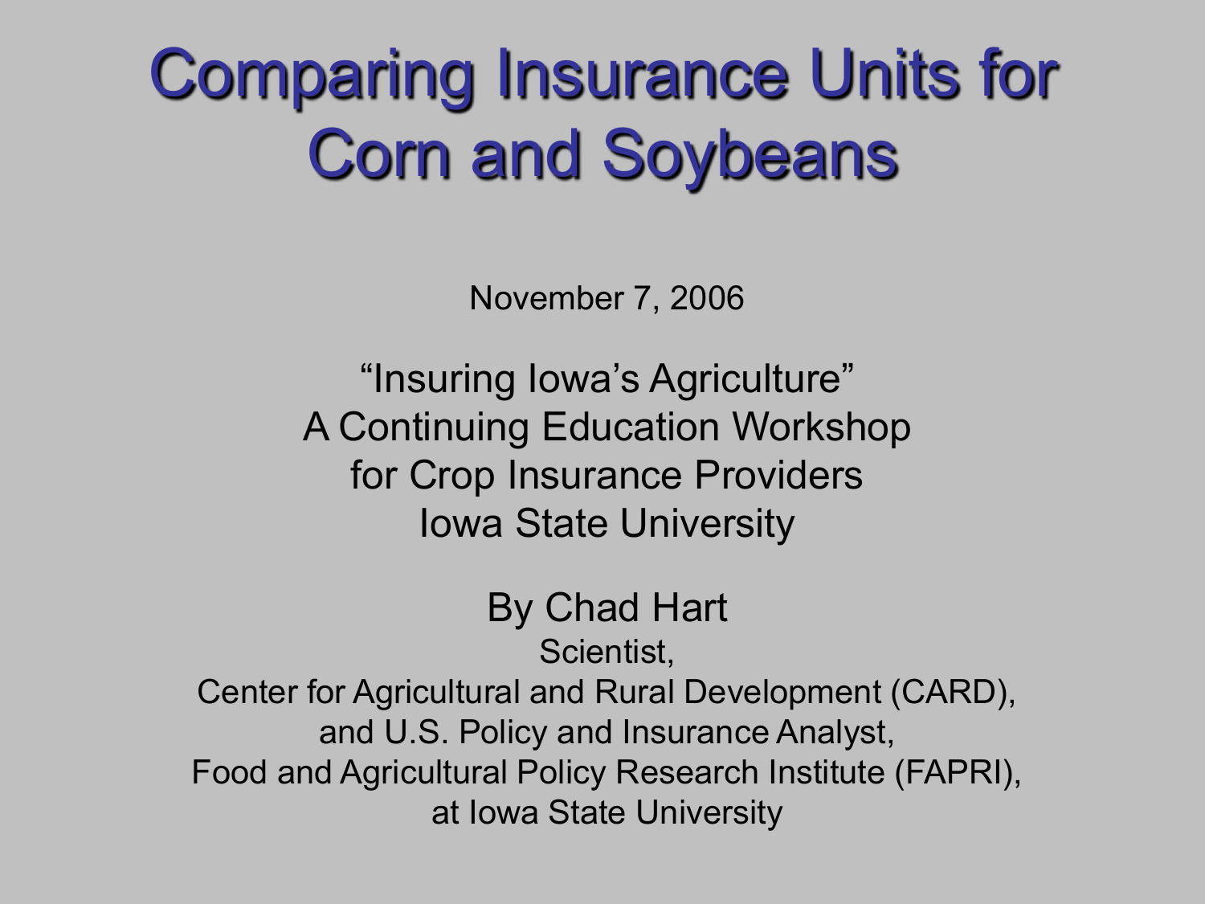# Comparing Insurance Units for Corn and Soybeans

November 7, 2006

"Insuring Iowa's Agriculture"
A Continuing Education Workshop
for Crop Insurance Providers
Iowa State University

By Chad Hart

Scientist,
Center for Agricultural and Rural Development (CARD),
and U.S. Policy and Insurance Analyst,
Food and Agricultural Policy Research Institute (FAPRI),
at Iowa State University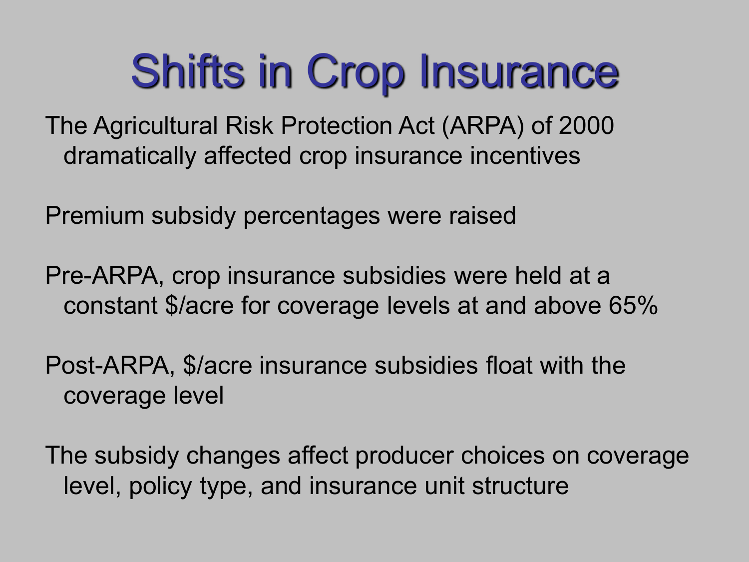# Shifts in Crop Insurance

The Agricultural Risk Protection Act (ARPA) of 2000 dramatically affected crop insurance incentives

Premium subsidy percentages were raised

Pre-ARPA, crop insurance subsidies were held at a constant $/acre for coverage levels at and above 65%

Post-ARPA, $/acre insurance subsidies float with the coverage level

The subsidy changes affect producer choices on coverage level, policy type, and insurance unit structure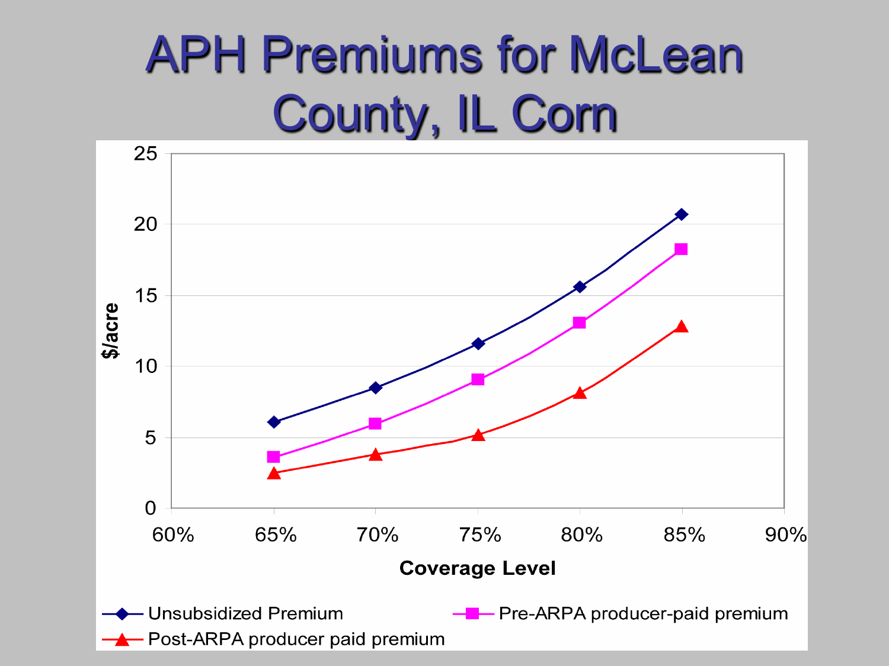# APH Premiums for McLean County, IL Corn

$/acre

Coverage Level

- Unsubsidized Premium
- Pre-ARPA producer-paid premium
- Post-ARPA producer paid premium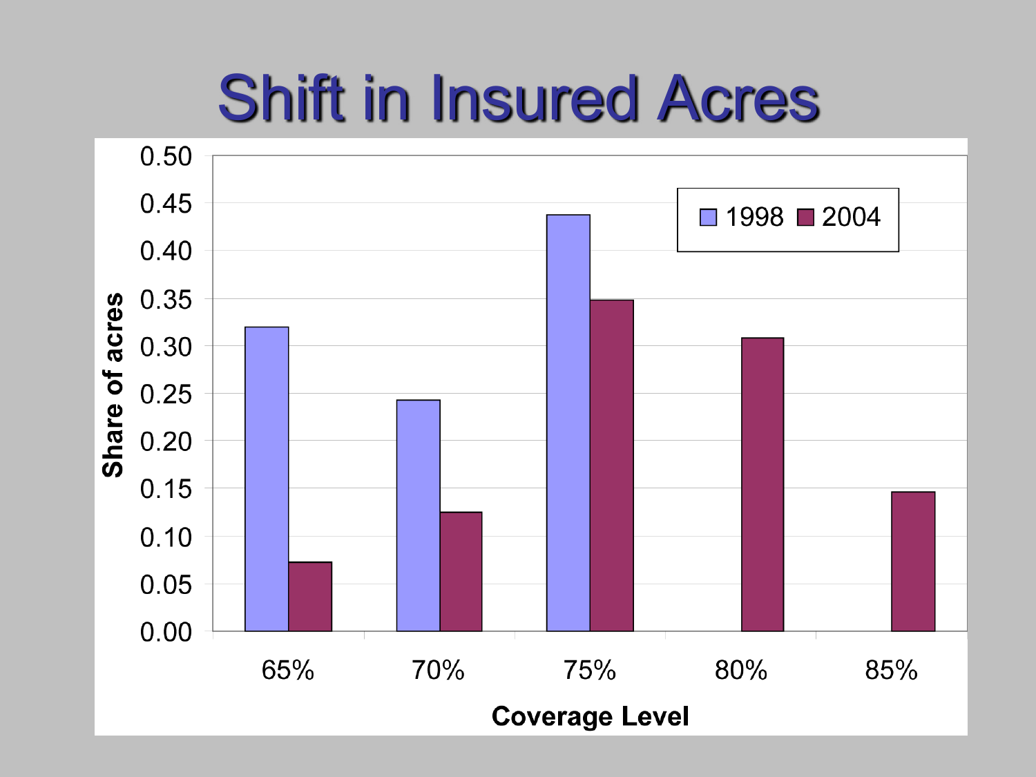# Shift in Insured Acres

| Coverage Level | 1998 | 2004 |
|---|---|---|
| 65% | 0.32 | 0.07 |
| 70% | 0.24 | 0.13 |
| 75% | 0.44 | 0.35 |
| 80% | | 0.31 |
| 85% | | 0.15 |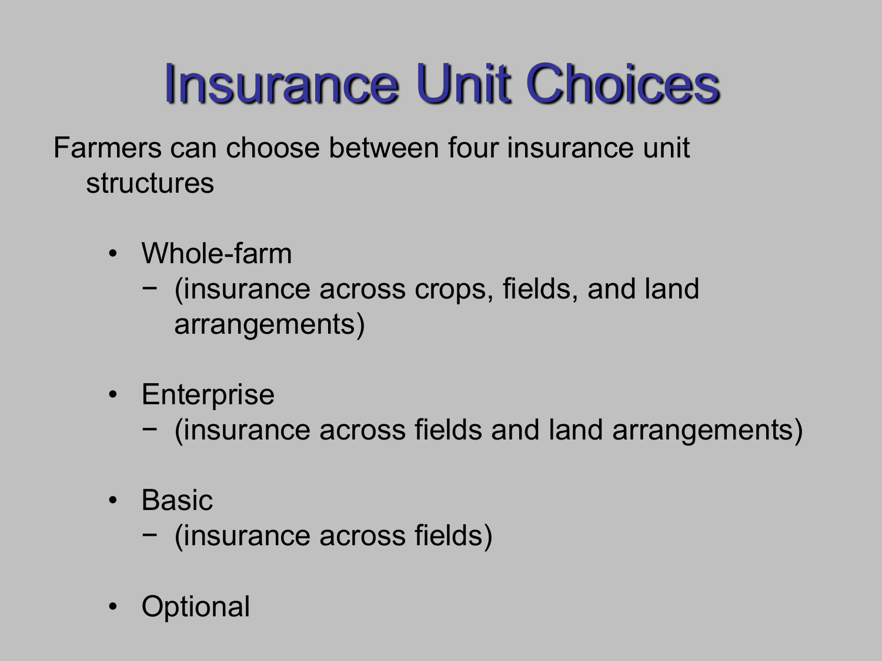# Insurance Unit Choices

Farmers can choose between four insurance unit structures

- Whole-farm
  - (insurance across crops, fields, and land arrangements)
- Enterprise
  - (insurance across fields and land arrangements)
- Basic
  - (insurance across fields)
- Optional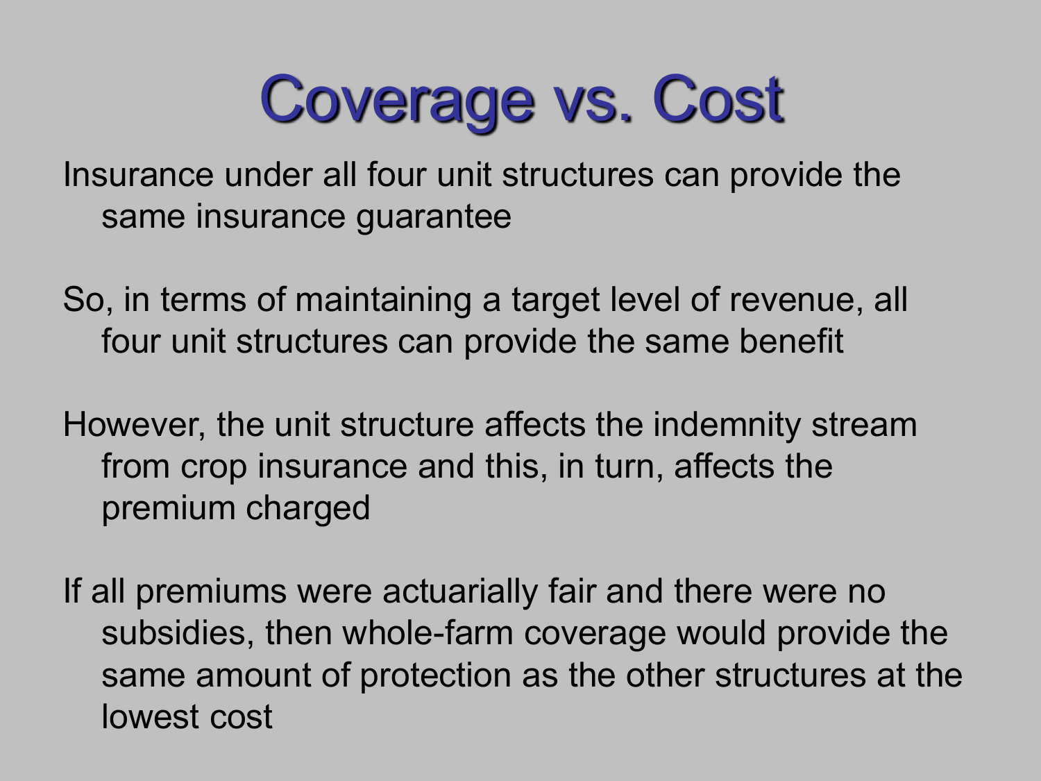# Coverage vs. Cost

Insurance under all four unit structures can provide the same insurance guarantee

So, in terms of maintaining a target level of revenue, all four unit structures can provide the same benefit

However, the unit structure affects the indemnity stream from crop insurance and this, in turn, affects the premium charged

If all premiums were actuarially fair and there were no subsidies, then whole-farm coverage would provide the same amount of protection as the other structures at the lowest cost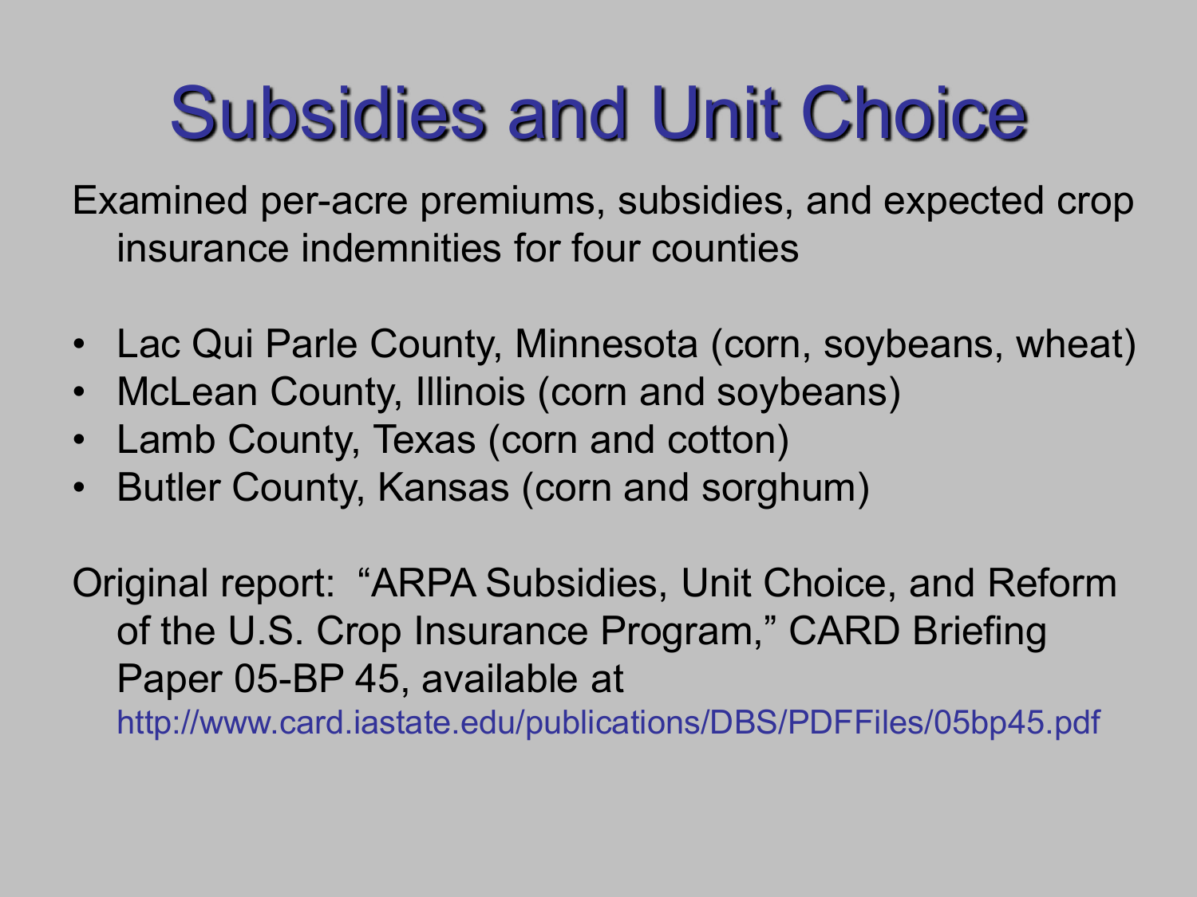# Subsidies and Unit Choice

Examined per-acre premiums, subsidies, and expected crop insurance indemnities for four counties

- Lac Qui Parle County, Minnesota (corn, soybeans, wheat)
- McLean County, Illinois (corn and soybeans)
- Lamb County, Texas (corn and cotton)
- Butler County, Kansas (corn and sorghum)

Original report: "ARPA Subsidies, Unit Choice, and Reform of the U.S. Crop Insurance Program," CARD Briefing Paper 05-BP 45, available at http://www.card.iastate.edu/publications/DBS/PDFFiles/05bp45.pdf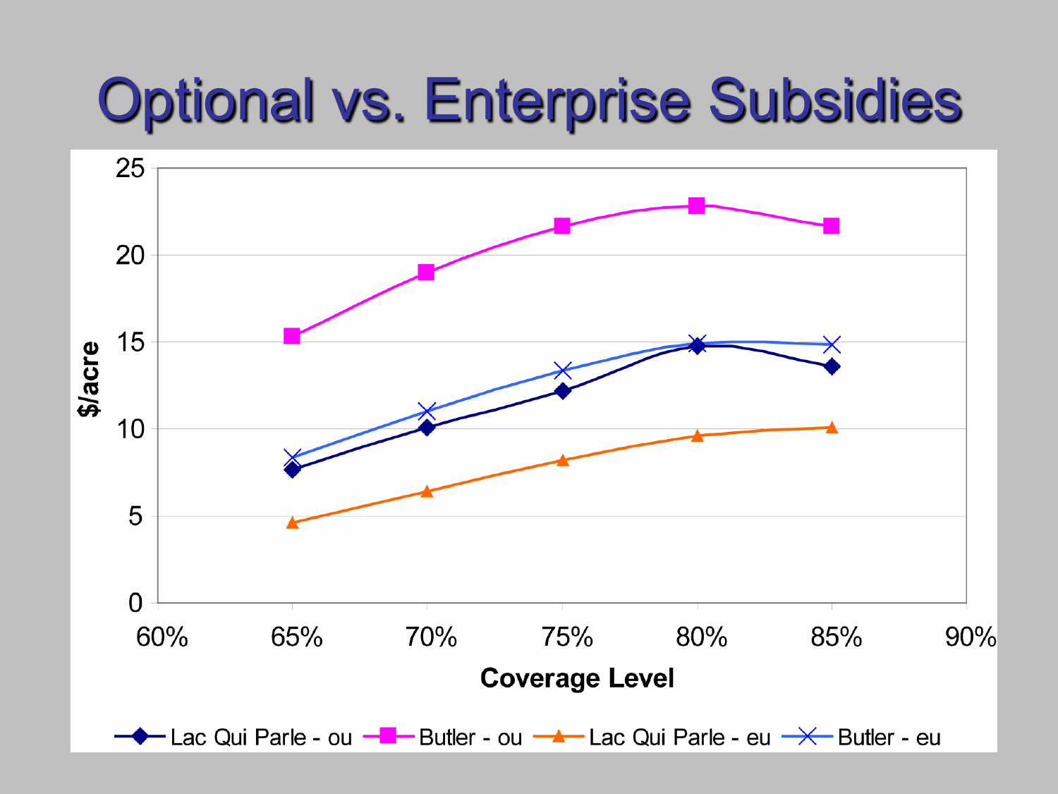# Optional vs. Enterprise Subsidies

$/acre vs. Coverage Level

Legend: Lac Qui Parle - ou, Butler - ou, Lac Qui Parle - eu, Butler - eu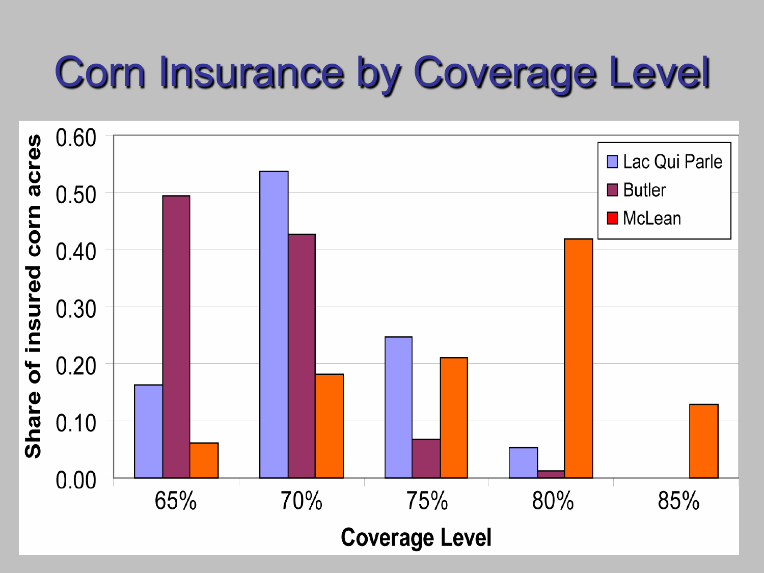# Corn Insurance by Coverage Level

Share of insured corn acres

| Coverage Level | Lac Qui Parle | Butler | McLean |
|---|---|---|---|
| 65% | 0.16 | 0.49 | 0.06 |
| 70% | 0.54 | 0.43 | 0.18 |
| 75% | 0.25 | 0.07 | 0.21 |
| 80% | 0.05 | 0.01 | 0.42 |
| 85% | | | 0.13 |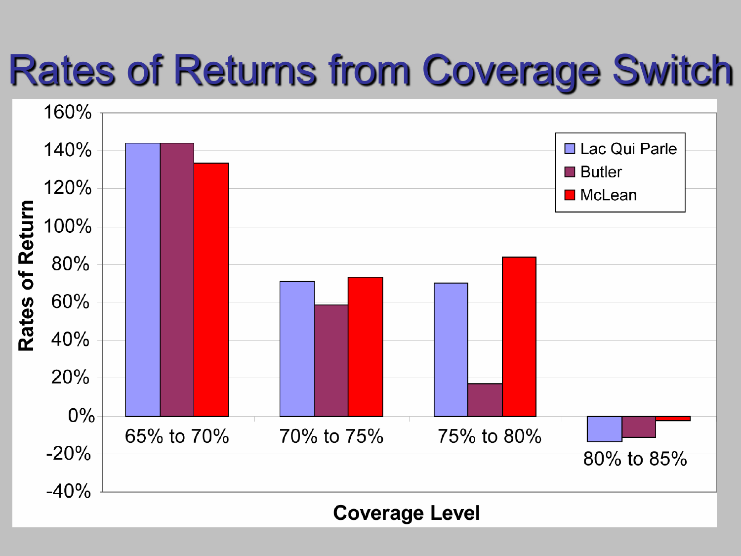# Rates of Returns from Coverage Switch

Rates of Return

160%
140%
120%
100%
80%
60%
40%
20%
0%
-20%
-40%

- Lac Qui Parle
- Butler
- McLean

65% to 70% | 70% to 75% | 75% to 80% | 80% to 85%

Coverage Level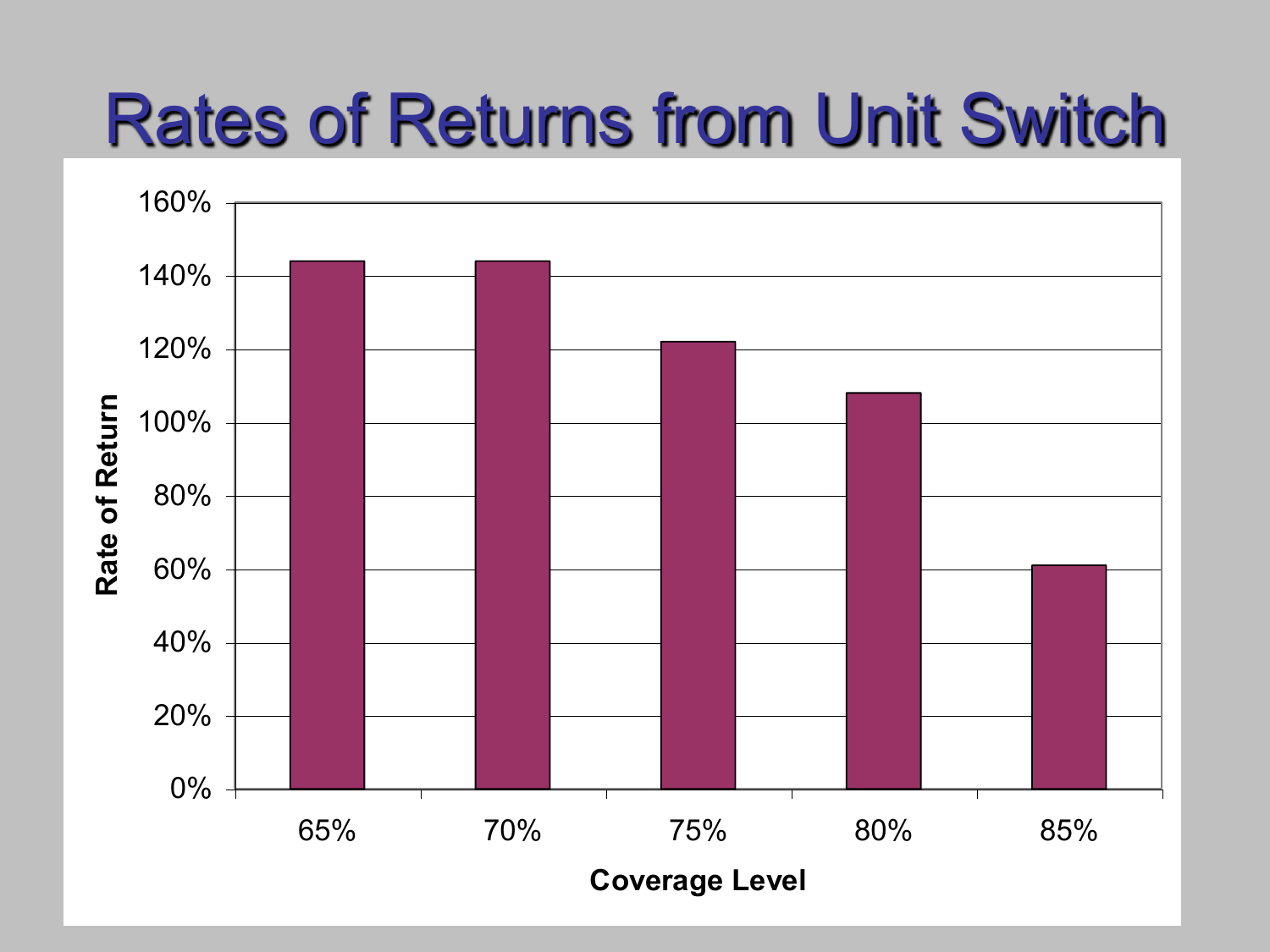# Rates of Returns from Unit Switch

| Coverage Level | Rate of Return |
|---|---|
| 65% | 144% |
| 70% | 144% |
| 75% | 122% |
| 80% | 108% |
| 85% | 61% |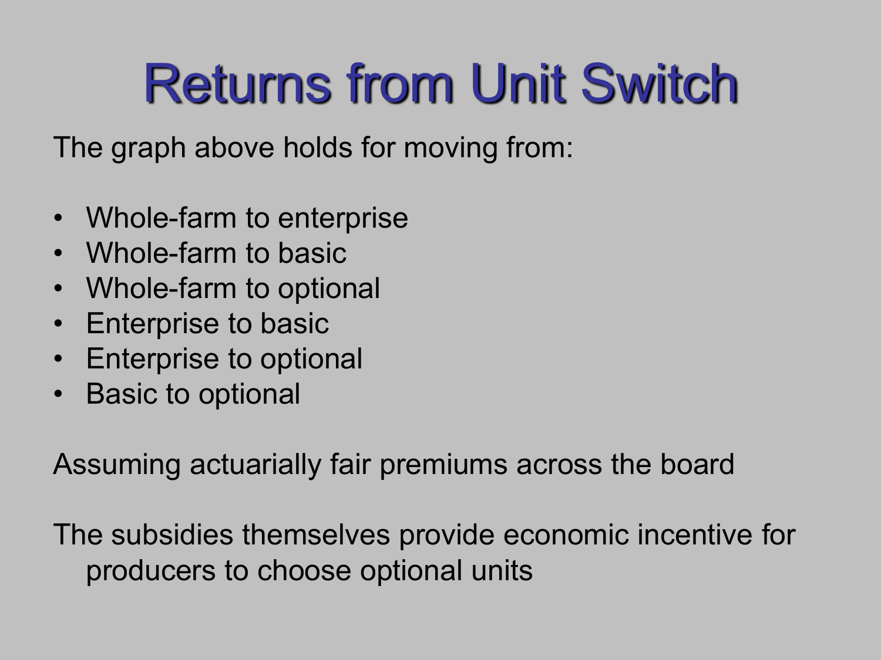# Returns from Unit Switch

The graph above holds for moving from:

- Whole-farm to enterprise
- Whole-farm to basic
- Whole-farm to optional
- Enterprise to basic
- Enterprise to optional
- Basic to optional

Assuming actuarially fair premiums across the board

The subsidies themselves provide economic incentive for producers to choose optional units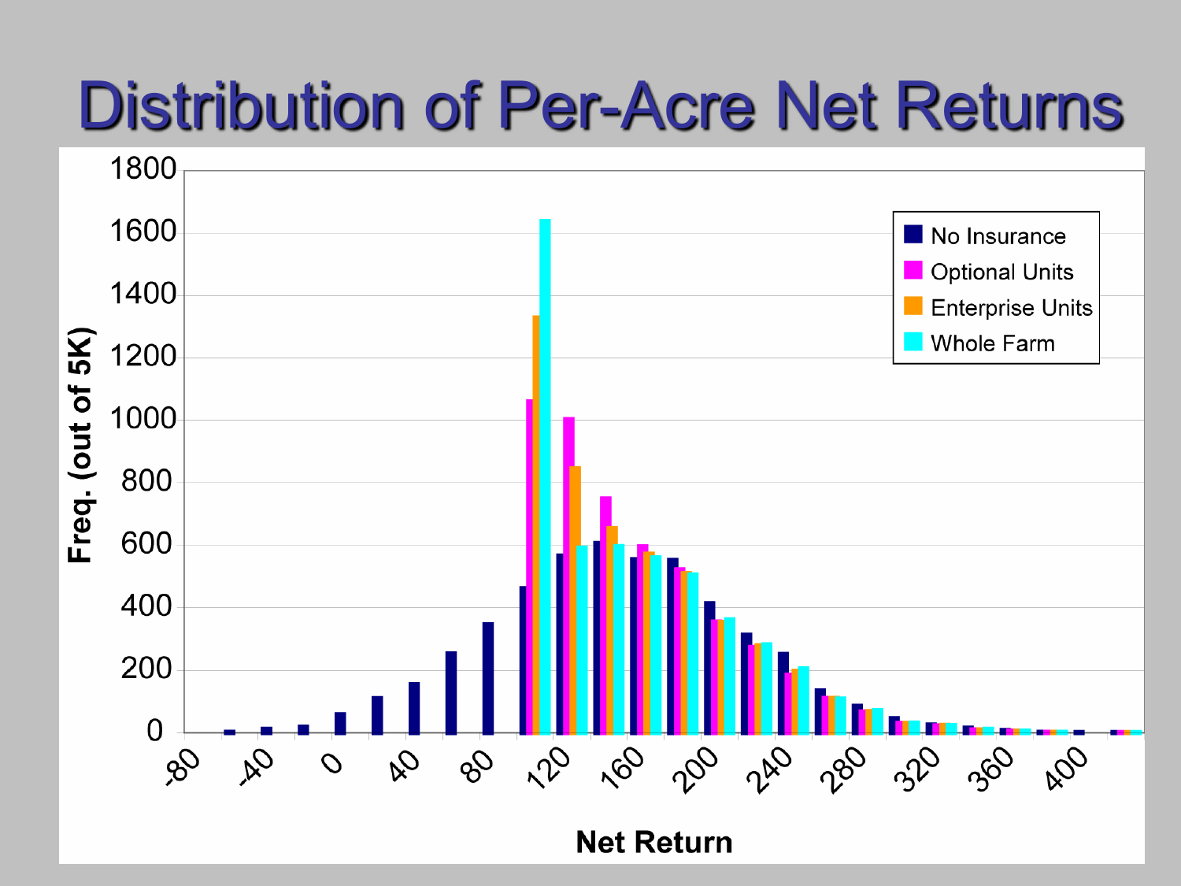# Distribution of Per-Acre Net Returns

Freq. (out of 5K)

1800
1600
1400
1200
1000
800
600
400
200
0

-80
-40
0
40
80
120
160
200
240
280
320
360
400

Net Return

No Insurance
Optional Units
Enterprise Units
Whole Farm